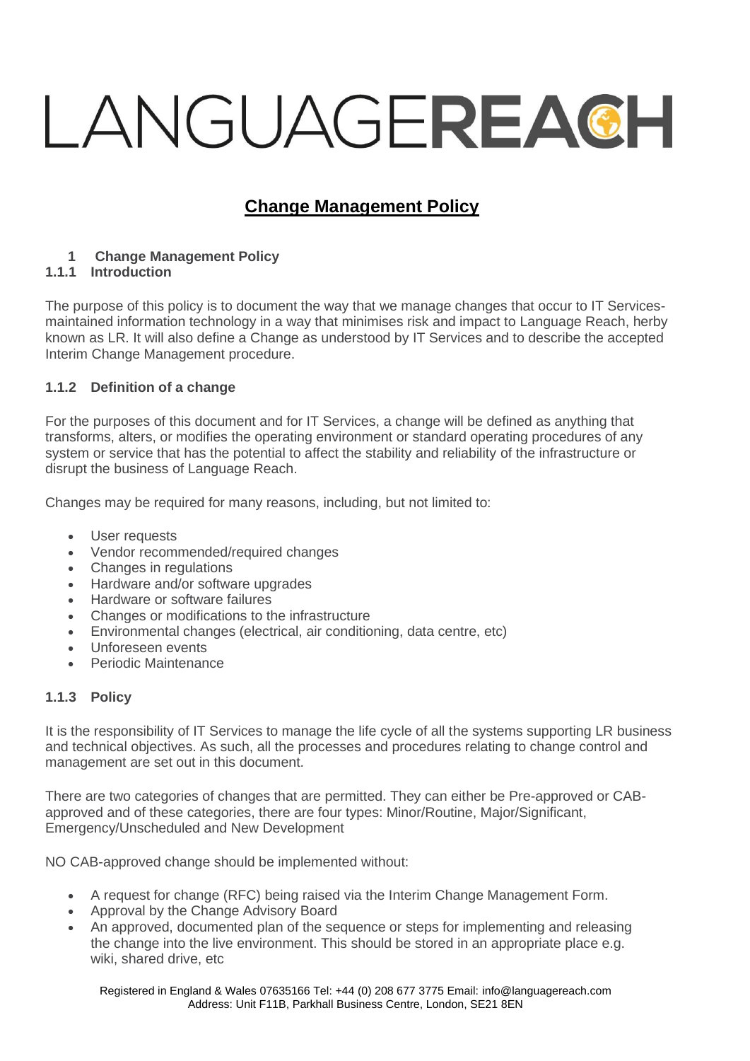# LANGUAGEREACH

## Change Management Policy

### 1 Change Management Policy

#### 1.1.1 Introduction

The purpose of this policy is to document the way that we manage changes that occur to IT Services-maintained information technology in a way that minimises risk and impact to Language Reach, herby known as LR. It will also define a Change as understood by IT Services and to describe the accepted Interim Change Management procedure.

#### 1.1.2 Definition of a change

For the purposes of this document and for IT Services, a change will be defined as anything that transforms, alters, or modifies the operating environment or standard operating procedures of any system or service that has the potential to affect the stability and reliability of the infrastructure or disrupt the business of Language Reach.

Changes may be required for many reasons, including, but not limited to:

- User requests
- Vendor recommended/required changes
- Changes in regulations
- Hardware and/or software upgrades
- Hardware or software failures
- Changes or modifications to the infrastructure
- Environmental changes (electrical, air conditioning, data centre, etc)
- Unforeseen events
- Periodic Maintenance

#### 1.1.3 Policy

It is the responsibility of IT Services to manage the life cycle of all the systems supporting LR business and technical objectives. As such, all the processes and procedures relating to change control and management are set out in this document.

There are two categories of changes that are permitted. They can either be Pre-approved or CAB-approved and of these categories, there are four types: Minor/Routine, Major/Significant, Emergency/Unscheduled and New Development

NO CAB-approved change should be implemented without:

- A request for change (RFC) being raised via the Interim Change Management Form.
- Approval by the Change Advisory Board
- An approved, documented plan of the sequence or steps for implementing and releasing the change into the live environment. This should be stored in an appropriate place e.g. wiki, shared drive, etc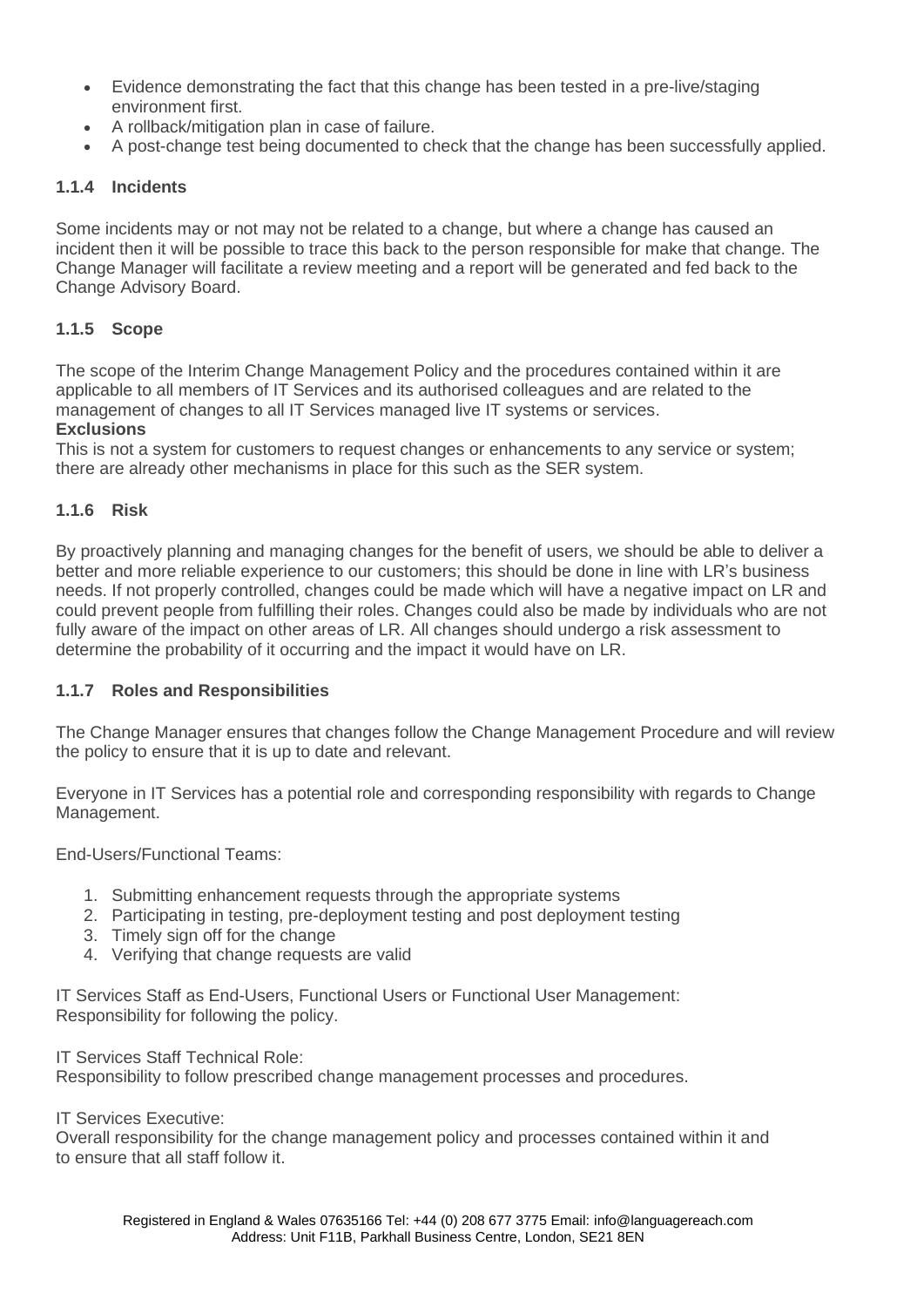- Evidence demonstrating the fact that this change has been tested in a pre-live/staging environment first.
- A rollback/mitigation plan in case of failure.
- A post-change test being documented to check that the change has been successfully applied.

### 1.1.4 Incidents

Some incidents may or not may not be related to a change, but where a change has caused an incident then it will be possible to trace this back to the person responsible for make that change. The Change Manager will facilitate a review meeting and a report will be generated and fed back to the Change Advisory Board.

### 1.1.5 Scope

The scope of the Interim Change Management Policy and the procedures contained within it are applicable to all members of IT Services and its authorised colleagues and are related to the management of changes to all IT Services managed live IT systems or services.

**Exclusions**

This is not a system for customers to request changes or enhancements to any service or system; there are already other mechanisms in place for this such as the SER system.

### 1.1.6 Risk

By proactively planning and managing changes for the benefit of users, we should be able to deliver a better and more reliable experience to our customers; this should be done in line with LR's business needs. If not properly controlled, changes could be made which will have a negative impact on LR and could prevent people from fulfilling their roles. Changes could also be made by individuals who are not fully aware of the impact on other areas of LR. All changes should undergo a risk assessment to determine the probability of it occurring and the impact it would have on LR.

### 1.1.7 Roles and Responsibilities

The Change Manager ensures that changes follow the Change Management Procedure and will review the policy to ensure that it is up to date and relevant.

Everyone in IT Services has a potential role and corresponding responsibility with regards to Change Management.

End-Users/Functional Teams:

1. Submitting enhancement requests through the appropriate systems
2. Participating in testing, pre-deployment testing and post deployment testing
3. Timely sign off for the change
4. Verifying that change requests are valid

IT Services Staff as End-Users, Functional Users or Functional User Management:
Responsibility for following the policy.

IT Services Staff Technical Role:
Responsibility to follow prescribed change management processes and procedures.

IT Services Executive:
Overall responsibility for the change management policy and processes contained within it and to ensure that all staff follow it.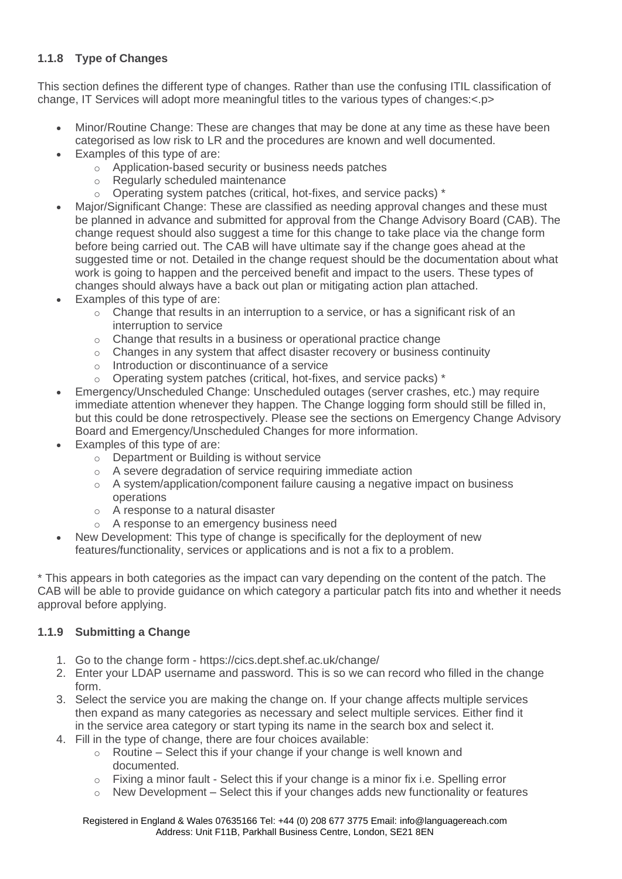### 1.1.8 Type of Changes

This section defines the different type of changes. Rather than use the confusing ITIL classification of change, IT Services will adopt more meaningful titles to the various types of changes:<.p>

- Minor/Routine Change: These are changes that may be done at any time as these have been categorised as low risk to LR and the procedures are known and well documented.
- Examples of this type of are:
  - Application-based security or business needs patches
  - Regularly scheduled maintenance
  - Operating system patches (critical, hot-fixes, and service packs) *
- Major/Significant Change: These are classified as needing approval changes and these must be planned in advance and submitted for approval from the Change Advisory Board (CAB). The change request should also suggest a time for this change to take place via the change form before being carried out. The CAB will have ultimate say if the change goes ahead at the suggested time or not. Detailed in the change request should be the documentation about what work is going to happen and the perceived benefit and impact to the users. These types of changes should always have a back out plan or mitigating action plan attached.
- Examples of this type of are:
  - Change that results in an interruption to a service, or has a significant risk of an interruption to service
  - Change that results in a business or operational practice change
  - Changes in any system that affect disaster recovery or business continuity
  - Introduction or discontinuance of a service
  - Operating system patches (critical, hot-fixes, and service packs) *
- Emergency/Unscheduled Change: Unscheduled outages (server crashes, etc.) may require immediate attention whenever they happen. The Change logging form should still be filled in, but this could be done retrospectively. Please see the sections on Emergency Change Advisory Board and Emergency/Unscheduled Changes for more information.
- Examples of this type of are:
  - Department or Building is without service
  - A severe degradation of service requiring immediate action
  - A system/application/component failure causing a negative impact on business operations
  - A response to a natural disaster
  - A response to an emergency business need
- New Development: This type of change is specifically for the deployment of new features/functionality, services or applications and is not a fix to a problem.

* This appears in both categories as the impact can vary depending on the content of the patch. The CAB will be able to provide guidance on which category a particular patch fits into and whether it needs approval before applying.

### 1.1.9 Submitting a Change

1. Go to the change form - https://cics.dept.shef.ac.uk/change/
2. Enter your LDAP username and password. This is so we can record who filled in the change form.
3. Select the service you are making the change on. If your change affects multiple services then expand as many categories as necessary and select multiple services. Either find it in the service area category or start typing its name in the search box and select it.
4. Fill in the type of change, there are four choices available:
   - Routine – Select this if your change if your change is well known and documented.
   - Fixing a minor fault - Select this if your change is a minor fix i.e. Spelling error
   - New Development – Select this if your changes adds new functionality or features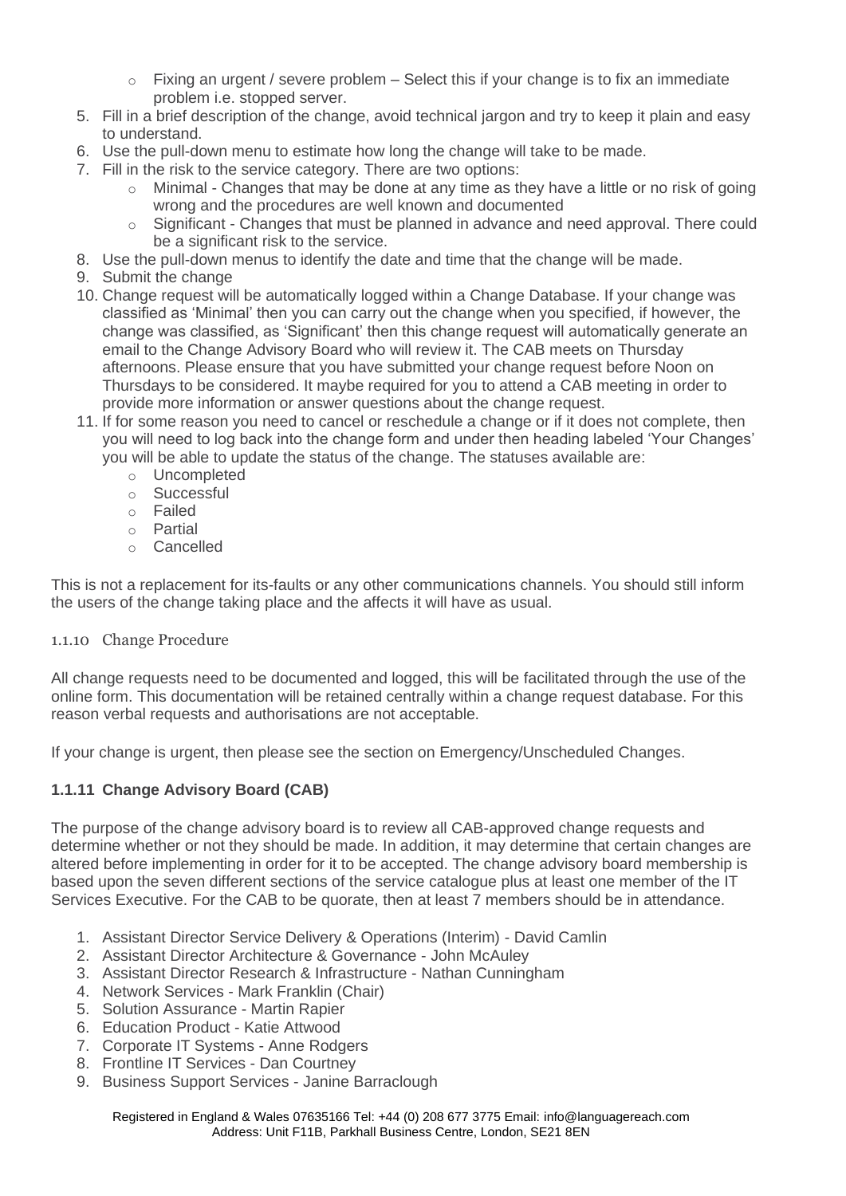- Fixing an urgent / severe problem – Select this if your change is to fix an immediate problem i.e. stopped server.
5. Fill in a brief description of the change, avoid technical jargon and try to keep it plain and easy to understand.
6. Use the pull-down menu to estimate how long the change will take to be made.
7. Fill in the risk to the service category. There are two options:
   - Minimal - Changes that may be done at any time as they have a little or no risk of going wrong and the procedures are well known and documented
   - Significant - Changes that must be planned in advance and need approval. There could be a significant risk to the service.
8. Use the pull-down menus to identify the date and time that the change will be made.
9. Submit the change
10. Change request will be automatically logged within a Change Database. If your change was classified as 'Minimal' then you can carry out the change when you specified, if however, the change was classified, as 'Significant' then this change request will automatically generate an email to the Change Advisory Board who will review it. The CAB meets on Thursday afternoons. Please ensure that you have submitted your change request before Noon on Thursdays to be considered. It maybe required for you to attend a CAB meeting in order to provide more information or answer questions about the change request.
11. If for some reason you need to cancel or reschedule a change or if it does not complete, then you will need to log back into the change form and under then heading labeled 'Your Changes' you will be able to update the status of the change. The statuses available are:
    - Uncompleted
    - Successful
    - Failed
    - Partial
    - Cancelled

This is not a replacement for its-faults or any other communications channels. You should still inform the users of the change taking place and the affects it will have as usual.

### 1.1.10 Change Procedure

All change requests need to be documented and logged, this will be facilitated through the use of the online form. This documentation will be retained centrally within a change request database. For this reason verbal requests and authorisations are not acceptable.

If your change is urgent, then please see the section on Emergency/Unscheduled Changes.

### 1.1.11 Change Advisory Board (CAB)

The purpose of the change advisory board is to review all CAB-approved change requests and determine whether or not they should be made. In addition, it may determine that certain changes are altered before implementing in order for it to be accepted. The change advisory board membership is based upon the seven different sections of the service catalogue plus at least one member of the IT Services Executive. For the CAB to be quorate, then at least 7 members should be in attendance.

1. Assistant Director Service Delivery & Operations (Interim) - David Camlin
2. Assistant Director Architecture & Governance - John McAuley
3. Assistant Director Research & Infrastructure - Nathan Cunningham
4. Network Services - Mark Franklin (Chair)
5. Solution Assurance - Martin Rapier
6. Education Product - Katie Attwood
7. Corporate IT Systems - Anne Rodgers
8. Frontline IT Services - Dan Courtney
9. Business Support Services - Janine Barraclough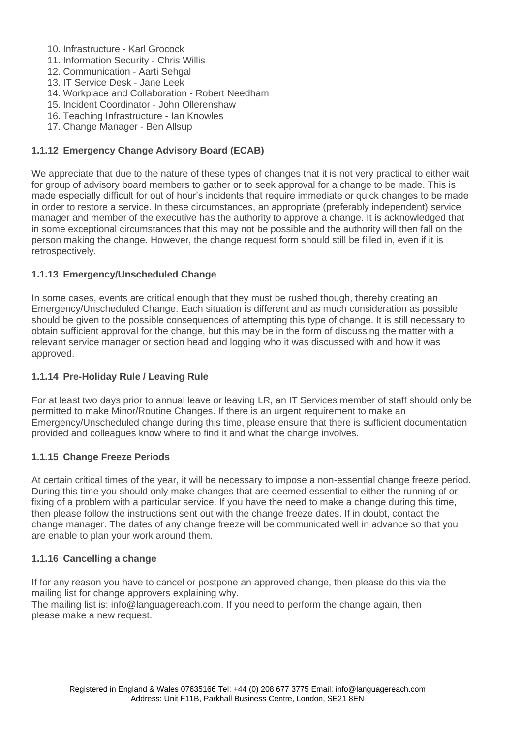10. Infrastructure - Karl Grocock
11. Information Security - Chris Willis
12. Communication - Aarti Sehgal
13. IT Service Desk - Jane Leek
14. Workplace and Collaboration - Robert Needham
15. Incident Coordinator - John Ollerenshaw
16. Teaching Infrastructure - Ian Knowles
17. Change Manager - Ben Allsup

### 1.1.12 Emergency Change Advisory Board (ECAB)

We appreciate that due to the nature of these types of changes that it is not very practical to either wait for group of advisory board members to gather or to seek approval for a change to be made. This is made especially difficult for out of hour's incidents that require immediate or quick changes to be made in order to restore a service. In these circumstances, an appropriate (preferably independent) service manager and member of the executive has the authority to approve a change. It is acknowledged that in some exceptional circumstances that this may not be possible and the authority will then fall on the person making the change. However, the change request form should still be filled in, even if it is retrospectively.

### 1.1.13 Emergency/Unscheduled Change

In some cases, events are critical enough that they must be rushed though, thereby creating an Emergency/Unscheduled Change. Each situation is different and as much consideration as possible should be given to the possible consequences of attempting this type of change. It is still necessary to obtain sufficient approval for the change, but this may be in the form of discussing the matter with a relevant service manager or section head and logging who it was discussed with and how it was approved.

### 1.1.14 Pre-Holiday Rule / Leaving Rule

For at least two days prior to annual leave or leaving LR, an IT Services member of staff should only be permitted to make Minor/Routine Changes. If there is an urgent requirement to make an Emergency/Unscheduled change during this time, please ensure that there is sufficient documentation provided and colleagues know where to find it and what the change involves.

### 1.1.15 Change Freeze Periods

At certain critical times of the year, it will be necessary to impose a non-essential change freeze period. During this time you should only make changes that are deemed essential to either the running of or fixing of a problem with a particular service. If you have the need to make a change during this time, then please follow the instructions sent out with the change freeze dates. If in doubt, contact the change manager. The dates of any change freeze will be communicated well in advance so that you are enable to plan your work around them.

### 1.1.16 Cancelling a change

If for any reason you have to cancel or postpone an approved change, then please do this via the mailing list for change approvers explaining why.
The mailing list is: info@languagereach.com. If you need to perform the change again, then please make a new request.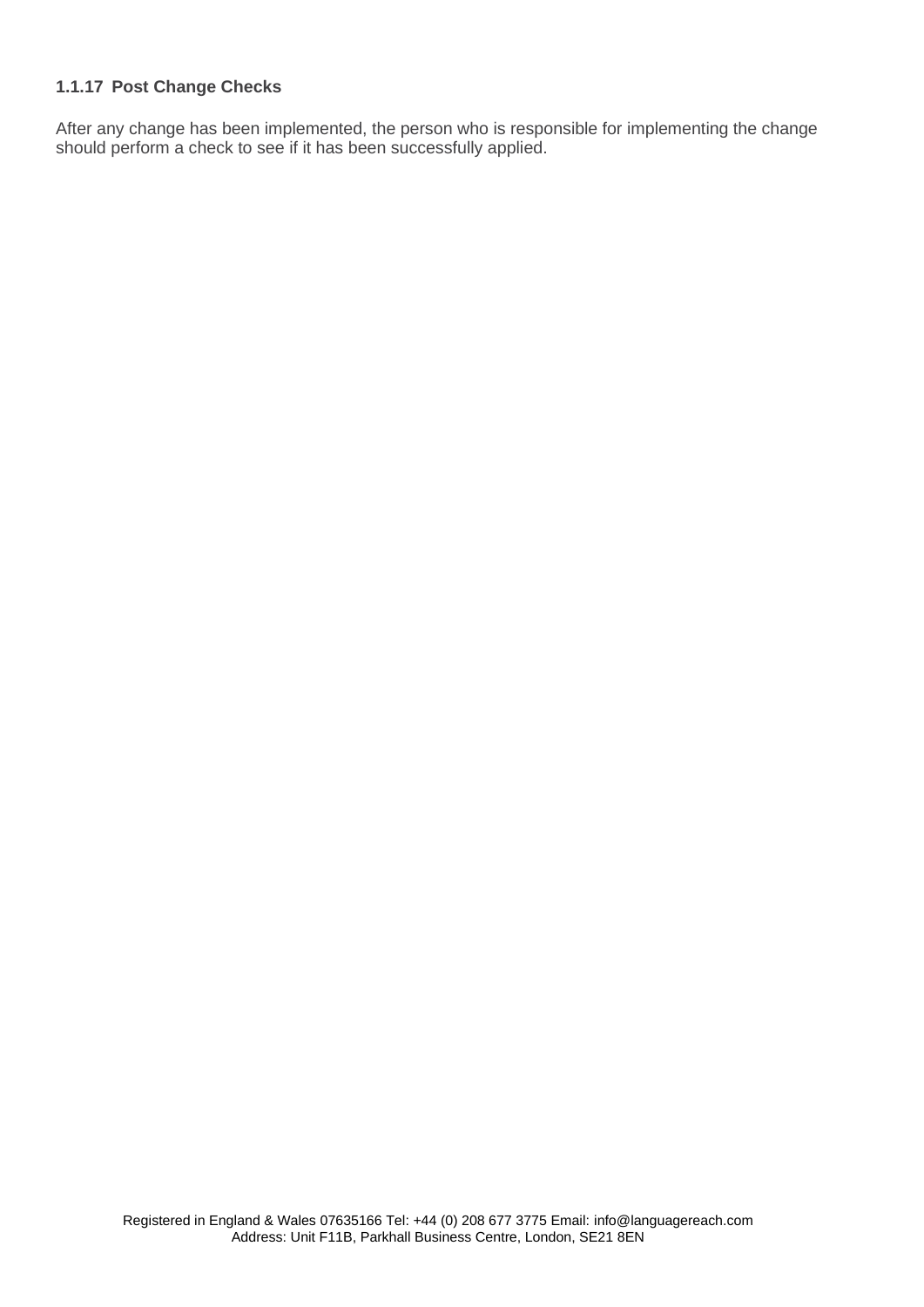### 1.1.17 Post Change Checks

After any change has been implemented, the person who is responsible for implementing the change should perform a check to see if it has been successfully applied.